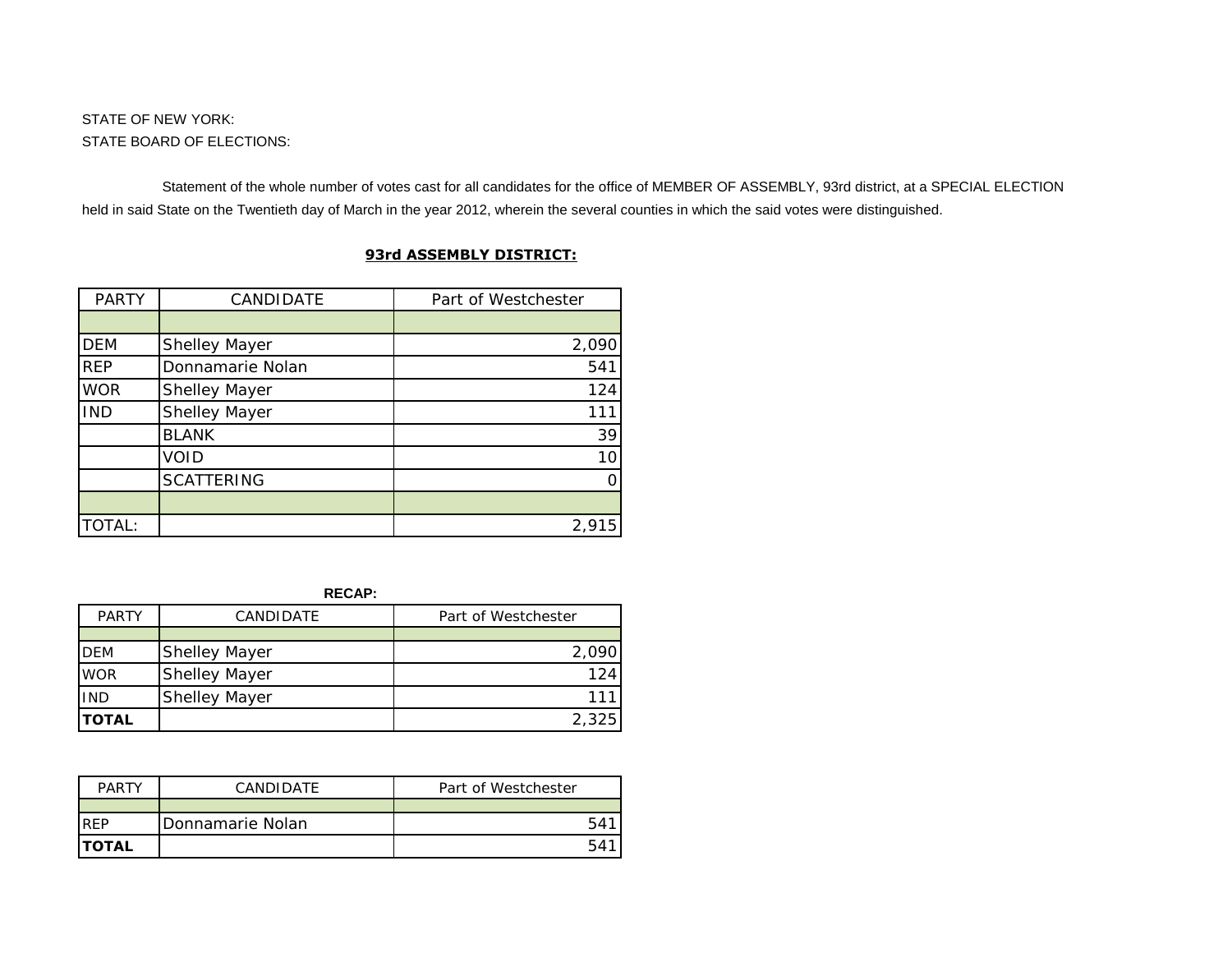STATE OF NEW YORK:

STATE BOARD OF ELECTIONS:

Statement of the whole number of votes cast for all candidates for the office of MEMBER OF ASSEMBLY, 93rd district, at a SPECIAL ELECTION held in said State on the Twentieth day of March in the year 2012, wherein the several counties in which the said votes were distinguished.

## 93rd ASSEMBLY DISTRICT:

| PARTY | CANDIDATE | Part of Westchester |
|---|---|---|
| | | |
| DEM | Shelley Mayer | 2,090 |
| REP | Donnamarie Nolan | 541 |
| WOR | Shelley Mayer | 124 |
| IND | Shelley Mayer | 111 |
| | BLANK | 39 |
| | VOID | 10 |
| | SCATTERING | 0 |
| | | |
| TOTAL: | | 2,915 |

**RECAP:**

| PARTY | CANDIDATE | Part of Westchester |
|---|---|---|
| | | |
| DEM | Shelley Mayer | 2,090 |
| WOR | Shelley Mayer | 124 |
| IND | Shelley Mayer | 111 |
| **TOTAL** | | 2,325 |

| PARTY | CANDIDATE | Part of Westchester |
|---|---|---|
| | | |
| REP | Donnamarie Nolan | 541 |
| **TOTAL** | | 541 |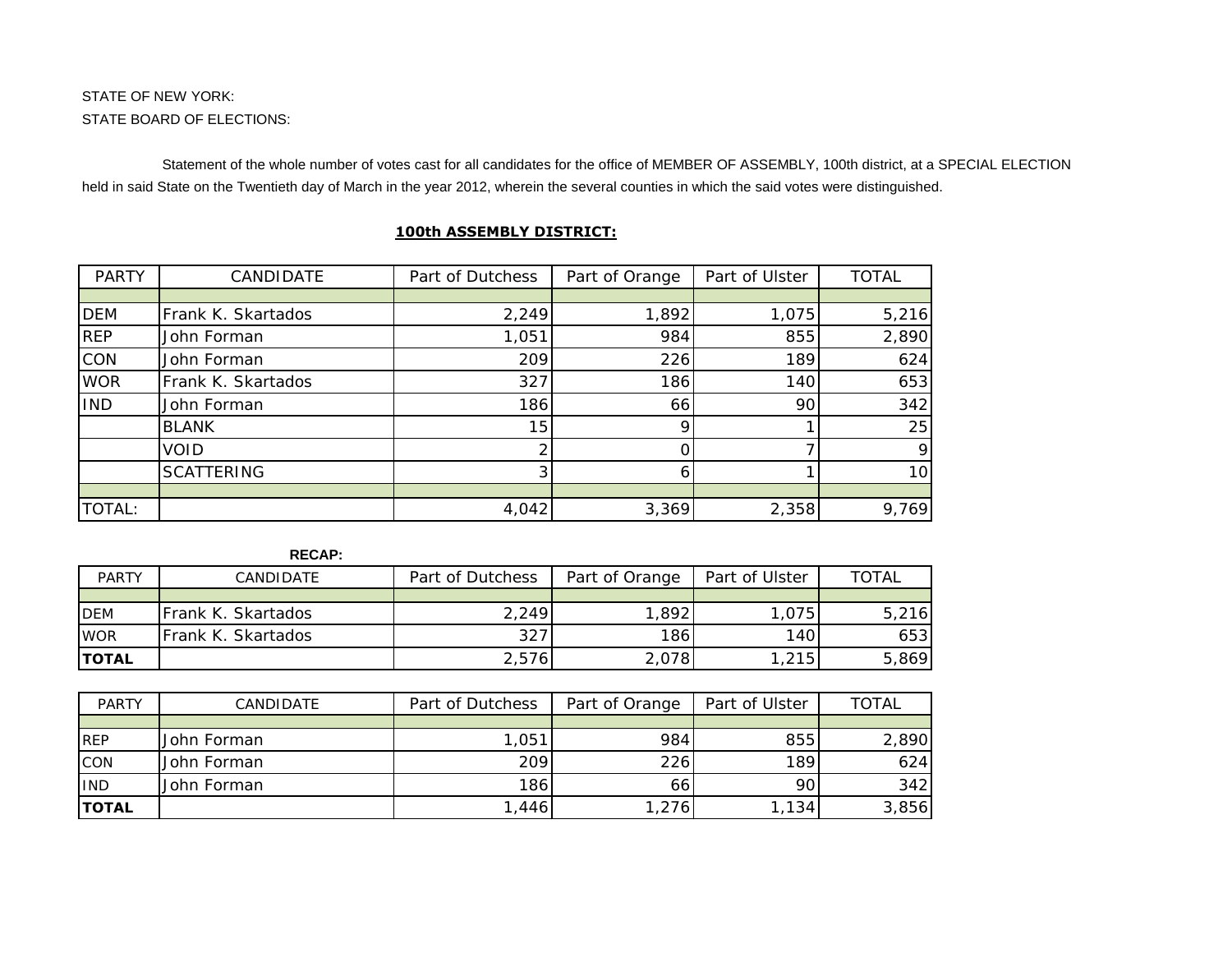STATE OF NEW YORK:

STATE BOARD OF ELECTIONS:

Statement of the whole number of votes cast for all candidates for the office of MEMBER OF ASSEMBLY, 100th district, at a SPECIAL ELECTION held in said State on the Twentieth day of March in the year 2012, wherein the several counties in which the said votes were distinguished.

**100th ASSEMBLY DISTRICT:**

| PARTY | CANDIDATE | Part of Dutchess | Part of Orange | Part of Ulster | TOTAL |
|---|---|---|---|---|---|
| | | | | | |
| DEM | Frank K. Skartados | 2,249 | 1,892 | 1,075 | 5,216 |
| REP | John Forman | 1,051 | 984 | 855 | 2,890 |
| CON | John Forman | 209 | 226 | 189 | 624 |
| WOR | Frank K. Skartados | 327 | 186 | 140 | 653 |
| IND | John Forman | 186 | 66 | 90 | 342 |
| | BLANK | 15 | 9 | 1 | 25 |
| | VOID | 2 | 0 | 7 | 9 |
| | SCATTERING | 3 | 6 | 1 | 10 |
| | | | | | |
| TOTAL: | | 4,042 | 3,369 | 2,358 | 9,769 |

**RECAP:**

| PARTY | CANDIDATE | Part of Dutchess | Part of Orange | Part of Ulster | TOTAL |
|---|---|---|---|---|---|
| | | | | | |
| DEM | Frank K. Skartados | 2,249 | 1,892 | 1,075 | 5,216 |
| WOR | Frank K. Skartados | 327 | 186 | 140 | 653 |
| **TOTAL** | | 2,576 | 2,078 | 1,215 | 5,869 |

| PARTY | CANDIDATE | Part of Dutchess | Part of Orange | Part of Ulster | TOTAL |
|---|---|---|---|---|---|
| | | | | | |
| REP | John Forman | 1,051 | 984 | 855 | 2,890 |
| CON | John Forman | 209 | 226 | 189 | 624 |
| IND | John Forman | 186 | 66 | 90 | 342 |
| **TOTAL** | | 1,446 | 1,276 | 1,134 | 3,856 |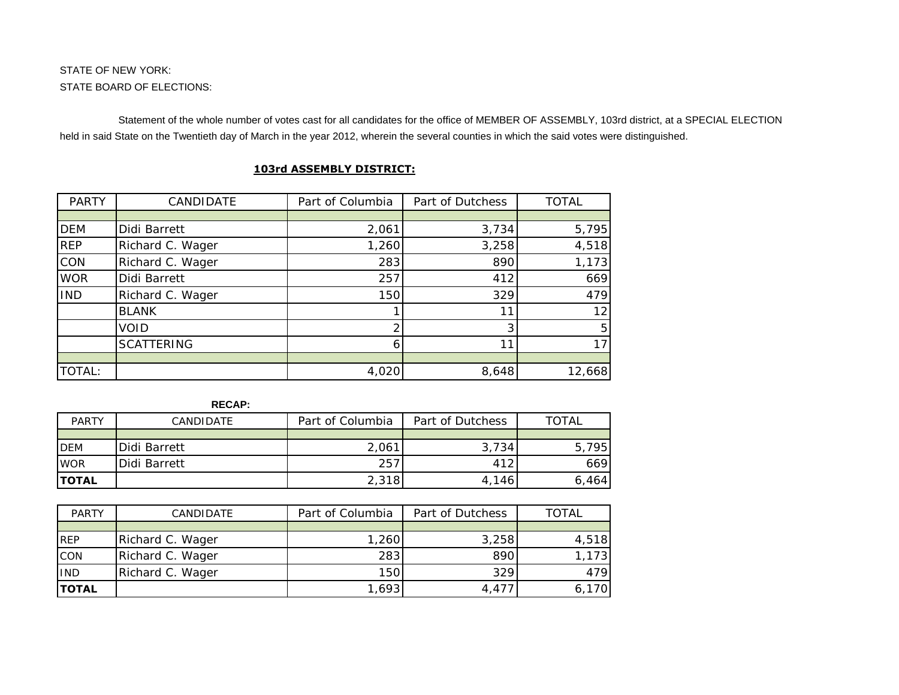STATE OF NEW YORK:

STATE BOARD OF ELECTIONS:

Statement of the whole number of votes cast for all candidates for the office of MEMBER OF ASSEMBLY, 103rd district, at a SPECIAL ELECTION held in said State on the Twentieth day of March in the year 2012, wherein the several counties in which the said votes were distinguished.

**103rd ASSEMBLY DISTRICT:**

| PARTY | CANDIDATE | Part of Columbia | Part of Dutchess | TOTAL |
|---|---|---|---|---|
| DEM | Didi Barrett | 2,061 | 3,734 | 5,795 |
| REP | Richard C. Wager | 1,260 | 3,258 | 4,518 |
| CON | Richard C. Wager | 283 | 890 | 1,173 |
| WOR | Didi Barrett | 257 | 412 | 669 |
| IND | Richard C. Wager | 150 | 329 | 479 |
| | BLANK | 1 | 11 | 12 |
| | VOID | 2 | 3 | 5 |
| | SCATTERING | 6 | 11 | 17 |
| TOTAL: | | 4,020 | 8,648 | 12,668 |

**RECAP:**

| PARTY | CANDIDATE | Part of Columbia | Part of Dutchess | TOTAL |
|---|---|---|---|---|
| DEM | Didi Barrett | 2,061 | 3,734 | 5,795 |
| WOR | Didi Barrett | 257 | 412 | 669 |
| **TOTAL** | | 2,318 | 4,146 | 6,464 |

| PARTY | CANDIDATE | Part of Columbia | Part of Dutchess | TOTAL |
|---|---|---|---|---|
| REP | Richard C. Wager | 1,260 | 3,258 | 4,518 |
| CON | Richard C. Wager | 283 | 890 | 1,173 |
| IND | Richard C. Wager | 150 | 329 | 479 |
| **TOTAL** | | 1,693 | 4,477 | 6,170 |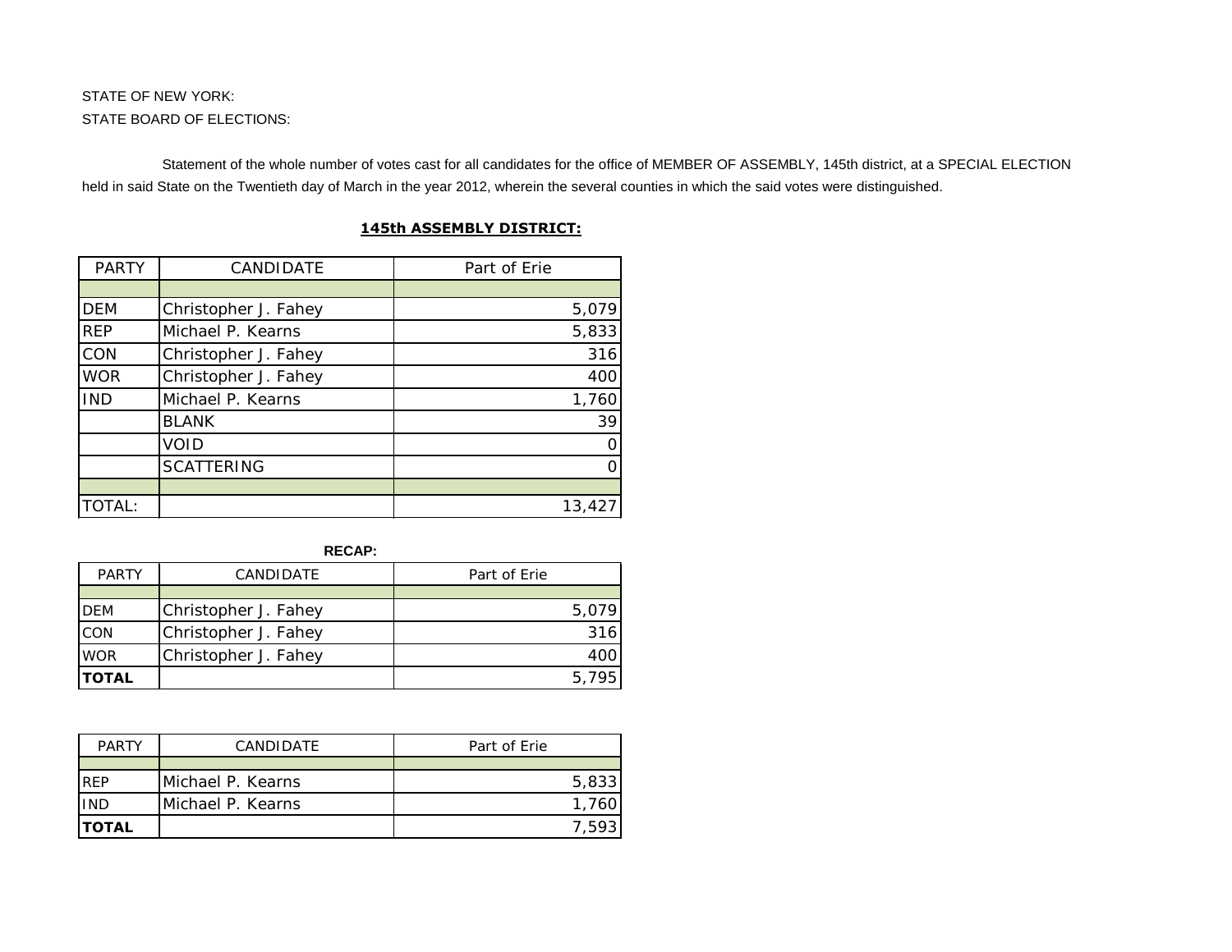STATE OF NEW YORK:

STATE BOARD OF ELECTIONS:

Statement of the whole number of votes cast for all candidates for the office of MEMBER OF ASSEMBLY, 145th district, at a SPECIAL ELECTION held in said State on the Twentieth day of March in the year 2012, wherein the several counties in which the said votes were distinguished.

## 145th ASSEMBLY DISTRICT:

| PARTY | CANDIDATE | Part of Erie |
|---|---|---|
| | | |
| DEM | Christopher J. Fahey | 5,079 |
| REP | Michael P. Kearns | 5,833 |
| CON | Christopher J. Fahey | 316 |
| WOR | Christopher J. Fahey | 400 |
| IND | Michael P. Kearns | 1,760 |
| | BLANK | 39 |
| | VOID | 0 |
| | SCATTERING | 0 |
| | | |
| TOTAL: | | 13,427 |

**RECAP:**

| PARTY | CANDIDATE | Part of Erie |
|---|---|---|
| | | |
| DEM | Christopher J. Fahey | 5,079 |
| CON | Christopher J. Fahey | 316 |
| WOR | Christopher J. Fahey | 400 |
| **TOTAL** | | 5,795 |

| PARTY | CANDIDATE | Part of Erie |
|---|---|---|
| | | |
| REP | Michael P. Kearns | 5,833 |
| IND | Michael P. Kearns | 1,760 |
| **TOTAL** | | 7,593 |